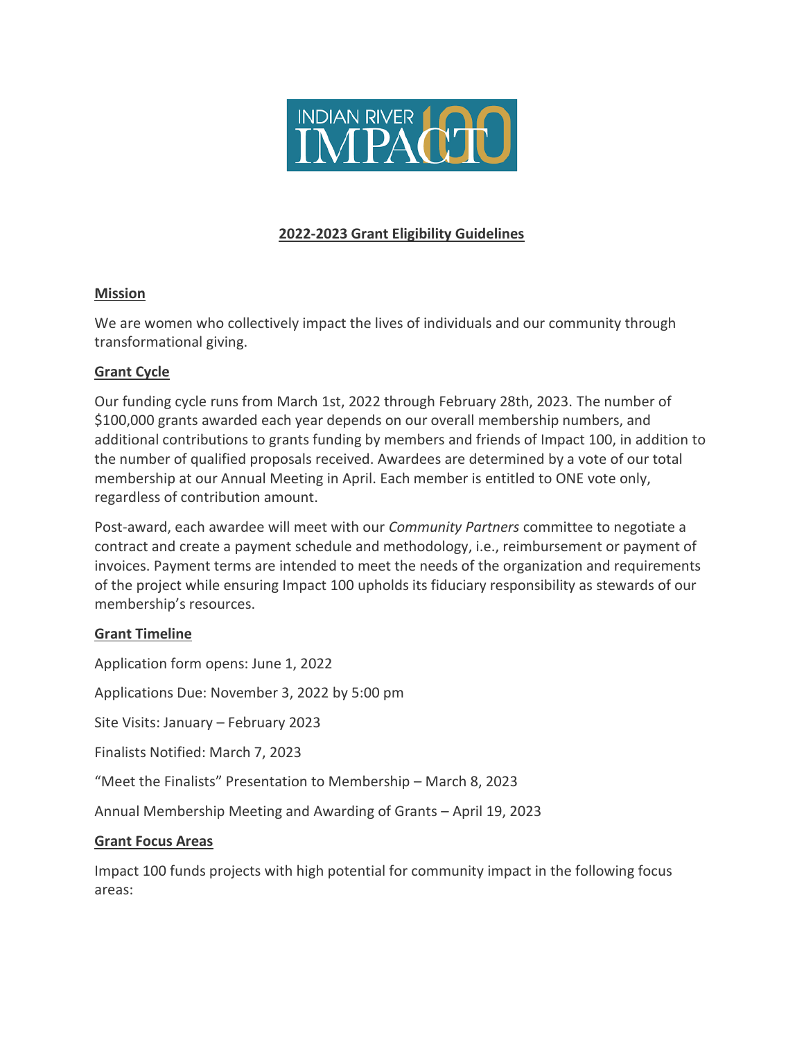# 2022-2023 Grant Eligibility Guidelines

## Mission

We are women who collectively impact the lives of individuals and our community through transformational giving.

## Grant Cycle

Our funding cycle runs from March 1st, 2022 through February 28th, 2023. The number of $100,000 grants awarded each year depends on our overall membership numbers, and additional contributions to grants funding by members and friends of Impact 100, in addition to the number of qualified proposals received. Awardees are determined by a vote of our total membership at our Annual Meeting in April. Each member is entitled to ONE vote only, regardless of contribution amount.

Post-award, each awardee will meet with our *Community Partners* committee to negotiate a contract and create a payment schedule and methodology, i.e., reimbursement or payment of invoices. Payment terms are intended to meet the needs of the organization and requirements of the project while ensuring Impact 100 upholds its fiduciary responsibility as stewards of our membership's resources.

## Grant Timeline

Application form opens: June 1, 2022

Applications Due: November 3, 2022 by 5:00 pm

Site Visits: January – February 2023

Finalists Notified: March 7, 2023

"Meet the Finalists" Presentation to Membership – March 8, 2023

Annual Membership Meeting and Awarding of Grants – April 19, 2023

## Grant Focus Areas

Impact 100 funds projects with high potential for community impact in the following focus areas: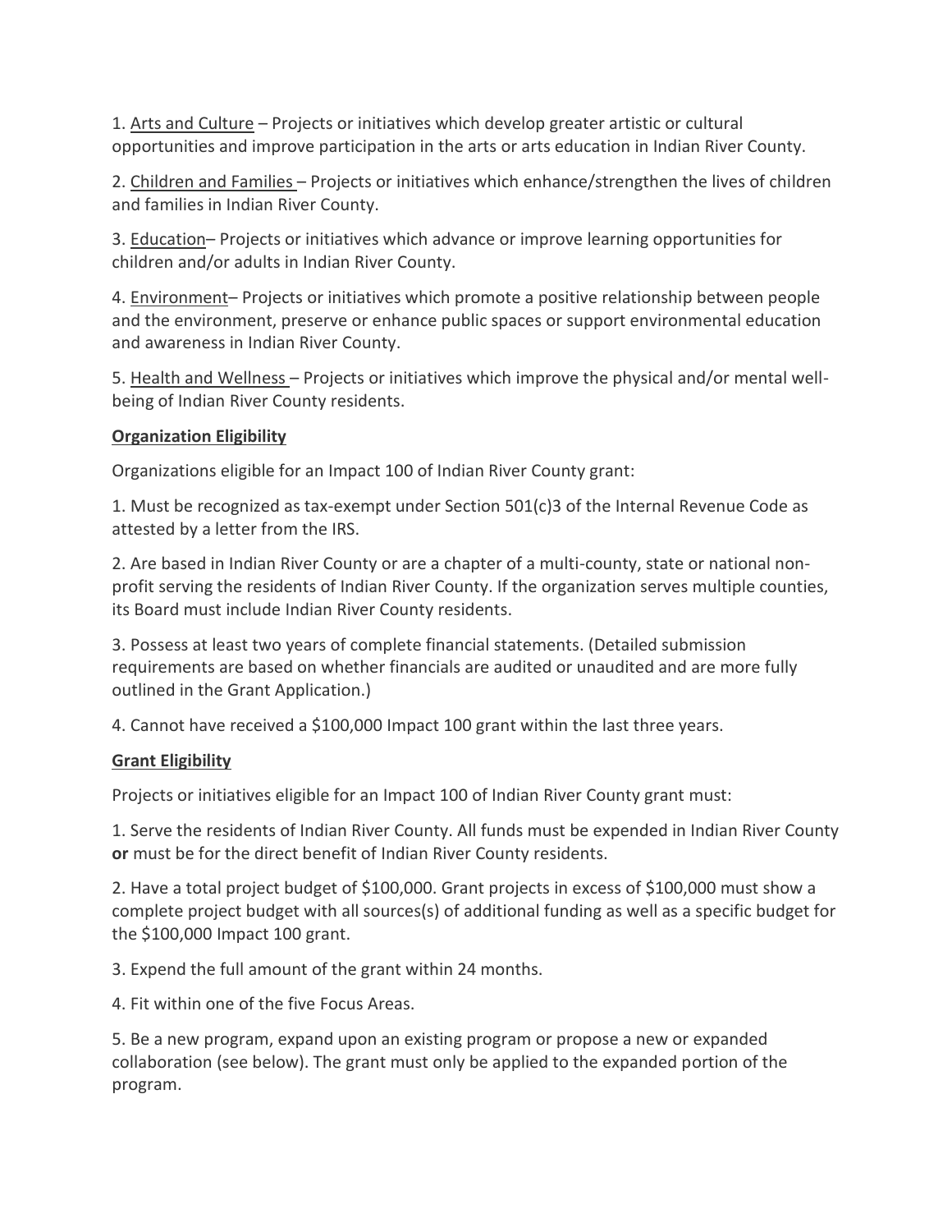1. Arts and Culture – Projects or initiatives which develop greater artistic or cultural opportunities and improve participation in the arts or arts education in Indian River County.

2. Children and Families – Projects or initiatives which enhance/strengthen the lives of children and families in Indian River County.

3. Education– Projects or initiatives which advance or improve learning opportunities for children and/or adults in Indian River County.

4. Environment– Projects or initiatives which promote a positive relationship between people and the environment, preserve or enhance public spaces or support environmental education and awareness in Indian River County.

5. Health and Wellness – Projects or initiatives which improve the physical and/or mental well-being of Indian River County residents.

**Organization Eligibility**

Organizations eligible for an Impact 100 of Indian River County grant:

1. Must be recognized as tax-exempt under Section 501(c)3 of the Internal Revenue Code as attested by a letter from the IRS.

2. Are based in Indian River County or are a chapter of a multi-county, state or national non-profit serving the residents of Indian River County. If the organization serves multiple counties, its Board must include Indian River County residents.

3. Possess at least two years of complete financial statements. (Detailed submission requirements are based on whether financials are audited or unaudited and are more fully outlined in the Grant Application.)

4. Cannot have received a $100,000 Impact 100 grant within the last three years.

**Grant Eligibility**

Projects or initiatives eligible for an Impact 100 of Indian River County grant must:

1. Serve the residents of Indian River County. All funds must be expended in Indian River County **or** must be for the direct benefit of Indian River County residents.

2. Have a total project budget of $100,000. Grant projects in excess of $100,000 must show a complete project budget with all sources(s) of additional funding as well as a specific budget for the $100,000 Impact 100 grant.

3. Expend the full amount of the grant within 24 months.

4. Fit within one of the five Focus Areas.

5. Be a new program, expand upon an existing program or propose a new or expanded collaboration (see below). The grant must only be applied to the expanded portion of the program.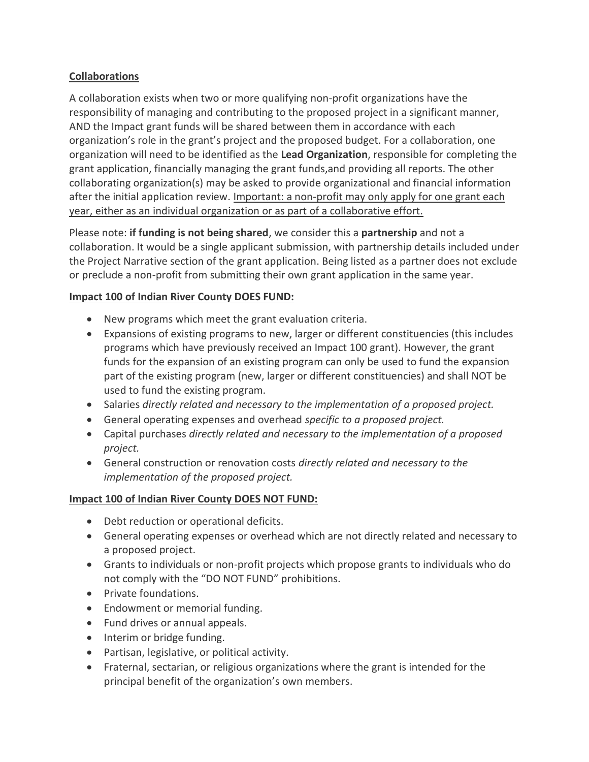**Collaborations**

A collaboration exists when two or more qualifying non-profit organizations have the responsibility of managing and contributing to the proposed project in a significant manner, AND the Impact grant funds will be shared between them in accordance with each organization's role in the grant's project and the proposed budget. For a collaboration, one organization will need to be identified as the **Lead Organization**, responsible for completing the grant application, financially managing the grant funds,and providing all reports. The other collaborating organization(s) may be asked to provide organizational and financial information after the initial application review. Important: a non-profit may only apply for one grant each year, either as an individual organization or as part of a collaborative effort.

Please note: **if funding is not being shared**, we consider this a **partnership** and not a collaboration. It would be a single applicant submission, with partnership details included under the Project Narrative section of the grant application. Being listed as a partner does not exclude or preclude a non-profit from submitting their own grant application in the same year.

**Impact 100 of Indian River County DOES FUND:**

- New programs which meet the grant evaluation criteria.
- Expansions of existing programs to new, larger or different constituencies (this includes programs which have previously received an Impact 100 grant). However, the grant funds for the expansion of an existing program can only be used to fund the expansion part of the existing program (new, larger or different constituencies) and shall NOT be used to fund the existing program.
- Salaries *directly related and necessary to the implementation of a proposed project.*
- General operating expenses and overhead *specific to a proposed project.*
- Capital purchases *directly related and necessary to the implementation of a proposed project.*
- General construction or renovation costs *directly related and necessary to the implementation of the proposed project.*

**Impact 100 of Indian River County DOES NOT FUND:**

- Debt reduction or operational deficits.
- General operating expenses or overhead which are not directly related and necessary to a proposed project.
- Grants to individuals or non-profit projects which propose grants to individuals who do not comply with the "DO NOT FUND" prohibitions.
- Private foundations.
- Endowment or memorial funding.
- Fund drives or annual appeals.
- Interim or bridge funding.
- Partisan, legislative, or political activity.
- Fraternal, sectarian, or religious organizations where the grant is intended for the principal benefit of the organization's own members.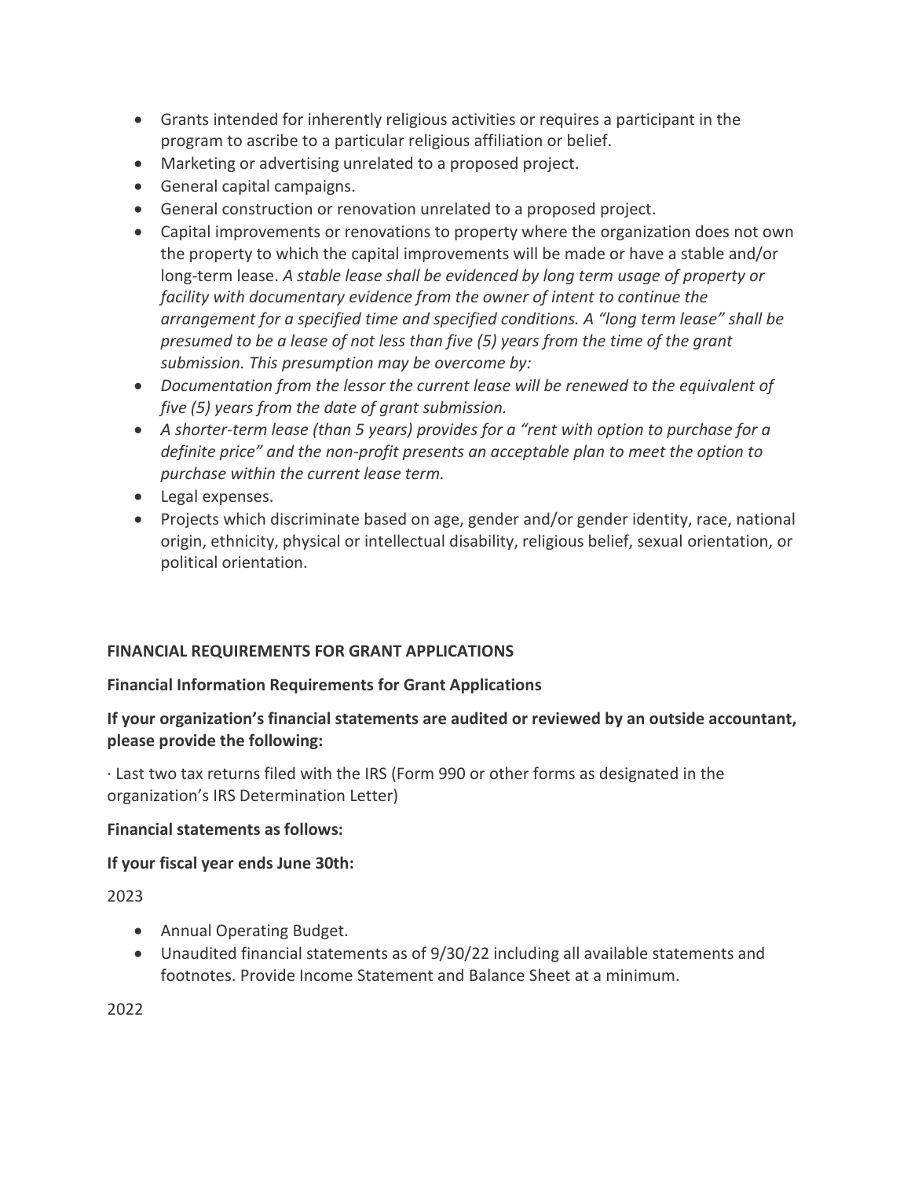- Grants intended for inherently religious activities or requires a participant in the program to ascribe to a particular religious affiliation or belief.
- Marketing or advertising unrelated to a proposed project.
- General capital campaigns.
- General construction or renovation unrelated to a proposed project.
- Capital improvements or renovations to property where the organization does not own the property to which the capital improvements will be made or have a stable and/or long-term lease. *A stable lease shall be evidenced by long term usage of property or facility with documentary evidence from the owner of intent to continue the arrangement for a specified time and specified conditions. A "long term lease" shall be presumed to be a lease of not less than five (5) years from the time of the grant submission. This presumption may be overcome by:*
- *Documentation from the lessor the current lease will be renewed to the equivalent of five (5) years from the date of grant submission.*
- *A shorter-term lease (than 5 years) provides for a "rent with option to purchase for a definite price" and the non-profit presents an acceptable plan to meet the option to purchase within the current lease term.*
- Legal expenses.
- Projects which discriminate based on age, gender and/or gender identity, race, national origin, ethnicity, physical or intellectual disability, religious belief, sexual orientation, or political orientation.

**FINANCIAL REQUIREMENTS FOR GRANT APPLICATIONS**

**Financial Information Requirements for Grant Applications**

**If your organization's financial statements are audited or reviewed by an outside accountant, please provide the following:**

· Last two tax returns filed with the IRS (Form 990 or other forms as designated in the organization's IRS Determination Letter)

**Financial statements as follows:**

**If your fiscal year ends June 30th:**

2023

- Annual Operating Budget.
- Unaudited financial statements as of 9/30/22 including all available statements and footnotes. Provide Income Statement and Balance Sheet at a minimum.

2022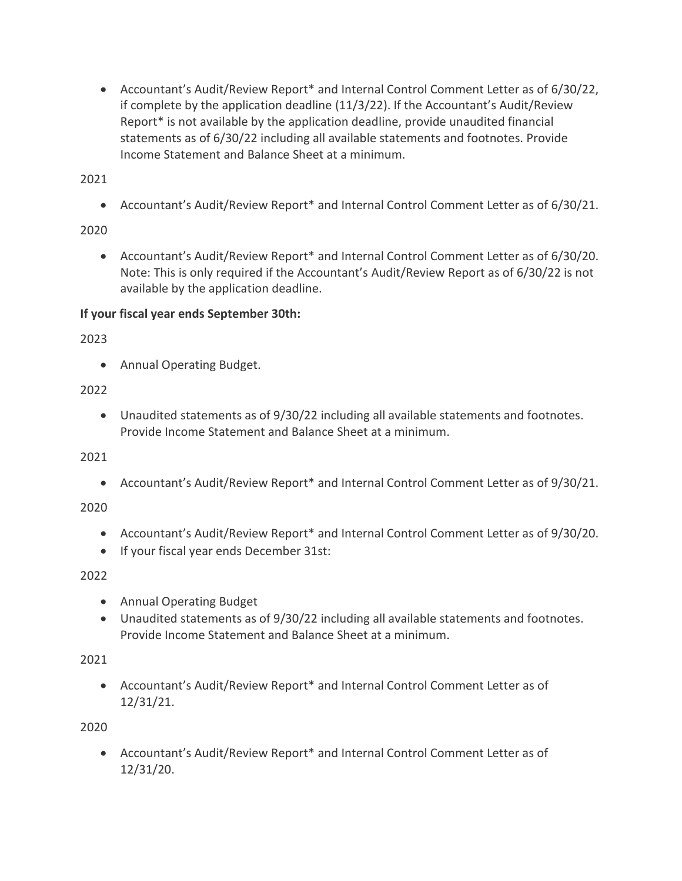- Accountant's Audit/Review Report* and Internal Control Comment Letter as of 6/30/22, if complete by the application deadline (11/3/22). If the Accountant's Audit/Review Report* is not available by the application deadline, provide unaudited financial statements as of 6/30/22 including all available statements and footnotes. Provide Income Statement and Balance Sheet at a minimum.

2021

- Accountant's Audit/Review Report* and Internal Control Comment Letter as of 6/30/21.

2020

- Accountant's Audit/Review Report* and Internal Control Comment Letter as of 6/30/20. Note: This is only required if the Accountant's Audit/Review Report as of 6/30/22 is not available by the application deadline.

**If your fiscal year ends September 30th:**

2023

- Annual Operating Budget.

2022

- Unaudited statements as of 9/30/22 including all available statements and footnotes. Provide Income Statement and Balance Sheet at a minimum.

2021

- Accountant's Audit/Review Report* and Internal Control Comment Letter as of 9/30/21.

2020

- Accountant's Audit/Review Report* and Internal Control Comment Letter as of 9/30/20.
- If your fiscal year ends December 31st:

2022

- Annual Operating Budget
- Unaudited statements as of 9/30/22 including all available statements and footnotes. Provide Income Statement and Balance Sheet at a minimum.

2021

- Accountant's Audit/Review Report* and Internal Control Comment Letter as of 12/31/21.

2020

- Accountant's Audit/Review Report* and Internal Control Comment Letter as of 12/31/20.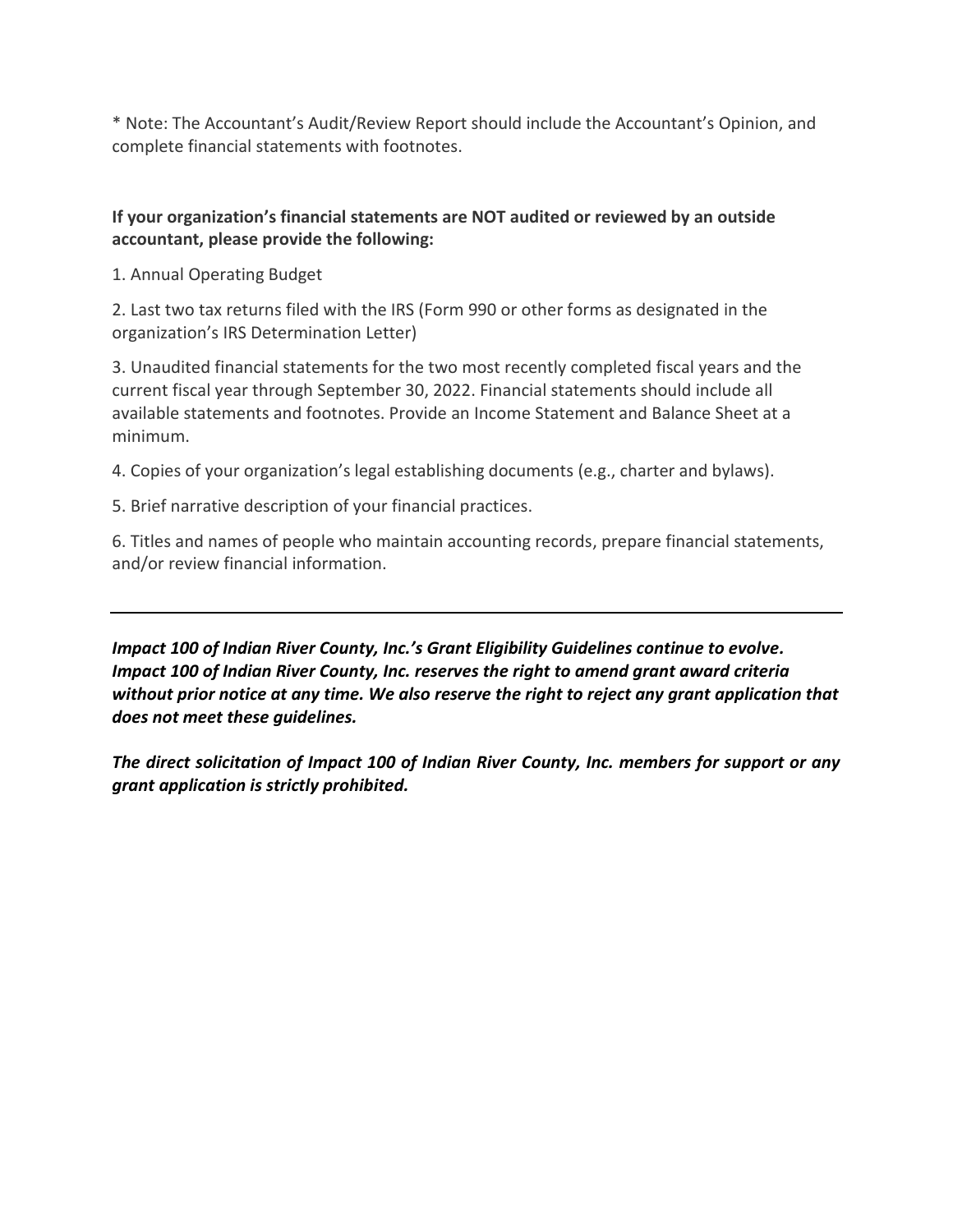* Note: The Accountant's Audit/Review Report should include the Accountant's Opinion, and complete financial statements with footnotes.

**If your organization's financial statements are NOT audited or reviewed by an outside accountant, please provide the following:**

1. Annual Operating Budget

2. Last two tax returns filed with the IRS (Form 990 or other forms as designated in the organization's IRS Determination Letter)

3. Unaudited financial statements for the two most recently completed fiscal years and the current fiscal year through September 30, 2022. Financial statements should include all available statements and footnotes. Provide an Income Statement and Balance Sheet at a minimum.

4. Copies of your organization's legal establishing documents (e.g., charter and bylaws).

5. Brief narrative description of your financial practices.

6. Titles and names of people who maintain accounting records, prepare financial statements, and/or review financial information.

---

***Impact 100 of Indian River County, Inc.'s Grant Eligibility Guidelines continue to evolve. Impact 100 of Indian River County, Inc. reserves the right to amend grant award criteria without prior notice at any time. We also reserve the right to reject any grant application that does not meet these guidelines.***

***The direct solicitation of Impact 100 of Indian River County, Inc. members for support or any grant application is strictly prohibited.***